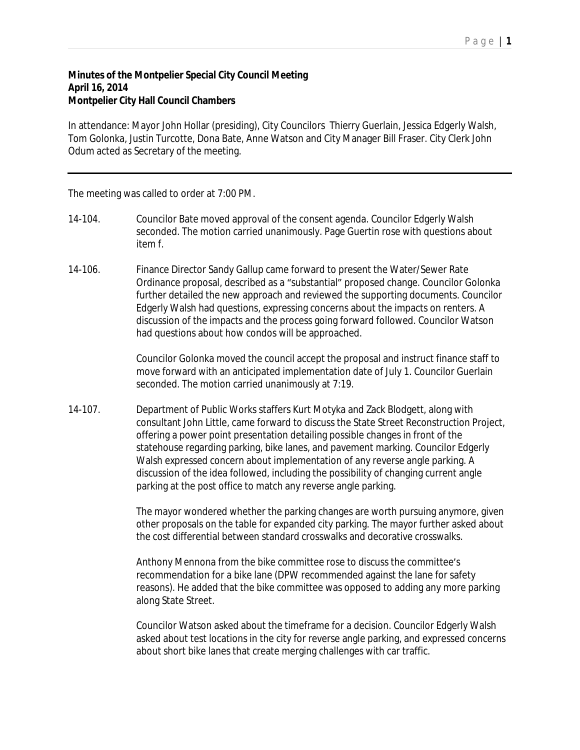**Minutes of the Montpelier Special City Council Meeting**
**April 16, 2014**
**Montpelier City Hall Council Chambers**

In attendance: Mayor John Hollar (presiding), City Councilors Thierry Guerlain, Jessica Edgerly Walsh, Tom Golonka, Justin Turcotte, Dona Bate, Anne Watson and City Manager Bill Fraser. City Clerk John Odum acted as Secretary of the meeting.

---

The meeting was called to order at 7:00 PM.

14-104. Councilor Bate moved approval of the consent agenda. Councilor Edgerly Walsh seconded. The motion carried unanimously. Page Guertin rose with questions about item f.

14-106. Finance Director Sandy Gallup came forward to present the Water/Sewer Rate Ordinance proposal, described as a "substantial" proposed change. Councilor Golonka further detailed the new approach and reviewed the supporting documents. Councilor Edgerly Walsh had questions, expressing concerns about the impacts on renters. A discussion of the impacts and the process going forward followed. Councilor Watson had questions about how condos will be approached.

Councilor Golonka moved the council accept the proposal and instruct finance staff to move forward with an anticipated implementation date of July 1. Councilor Guerlain seconded. The motion carried unanimously at 7:19.

14-107. Department of Public Works staffers Kurt Motyka and Zack Blodgett, along with consultant John Little, came forward to discuss the State Street Reconstruction Project, offering a power point presentation detailing possible changes in front of the statehouse regarding parking, bike lanes, and pavement marking. Councilor Edgerly Walsh expressed concern about implementation of any reverse angle parking. A discussion of the idea followed, including the possibility of changing current angle parking at the post office to match any reverse angle parking.

The mayor wondered whether the parking changes are worth pursuing anymore, given other proposals on the table for expanded city parking. The mayor further asked about the cost differential between standard crosswalks and decorative crosswalks.

Anthony Mennona from the bike committee rose to discuss the committee's recommendation for a bike lane (DPW recommended against the lane for safety reasons). He added that the bike committee was opposed to adding any more parking along State Street.

Councilor Watson asked about the timeframe for a decision. Councilor Edgerly Walsh asked about test locations in the city for reverse angle parking, and expressed concerns about short bike lanes that create merging challenges with car traffic.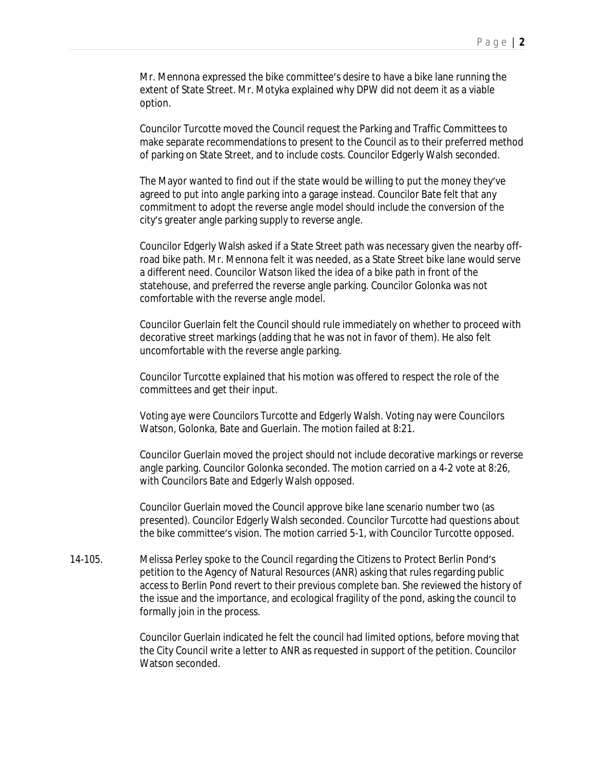Mr. Mennona expressed the bike committee's desire to have a bike lane running the extent of State Street. Mr. Motyka explained why DPW did not deem it as a viable option.

Councilor Turcotte moved the Council request the Parking and Traffic Committees to make separate recommendations to present to the Council as to their preferred method of parking on State Street, and to include costs. Councilor Edgerly Walsh seconded.

The Mayor wanted to find out if the state would be willing to put the money they've agreed to put into angle parking into a garage instead. Councilor Bate felt that any commitment to adopt the reverse angle model should include the conversion of the city's greater angle parking supply to reverse angle.

Councilor Edgerly Walsh asked if a State Street path was necessary given the nearby off-road bike path. Mr. Mennona felt it was needed, as a State Street bike lane would serve a different need. Councilor Watson liked the idea of a bike path in front of the statehouse, and preferred the reverse angle parking. Councilor Golonka was not comfortable with the reverse angle model.

Councilor Guerlain felt the Council should rule immediately on whether to proceed with decorative street markings (adding that he was not in favor of them). He also felt uncomfortable with the reverse angle parking.

Councilor Turcotte explained that his motion was offered to respect the role of the committees and get their input.

Voting aye were Councilors Turcotte and Edgerly Walsh. Voting nay were Councilors Watson, Golonka, Bate and Guerlain. The motion failed at 8:21.

Councilor Guerlain moved the project should not include decorative markings or reverse angle parking. Councilor Golonka seconded. The motion carried on a 4-2 vote at 8:26, with Councilors Bate and Edgerly Walsh opposed.

Councilor Guerlain moved the Council approve bike lane scenario number two (as presented). Councilor Edgerly Walsh seconded. Councilor Turcotte had questions about the bike committee's vision. The motion carried 5-1, with Councilor Turcotte opposed.

14-105. Melissa Perley spoke to the Council regarding the Citizens to Protect Berlin Pond's petition to the Agency of Natural Resources (ANR) asking that rules regarding public access to Berlin Pond revert to their previous complete ban. She reviewed the history of the issue and the importance, and ecological fragility of the pond, asking the council to formally join in the process.

Councilor Guerlain indicated he felt the council had limited options, before moving that the City Council write a letter to ANR as requested in support of the petition. Councilor Watson seconded.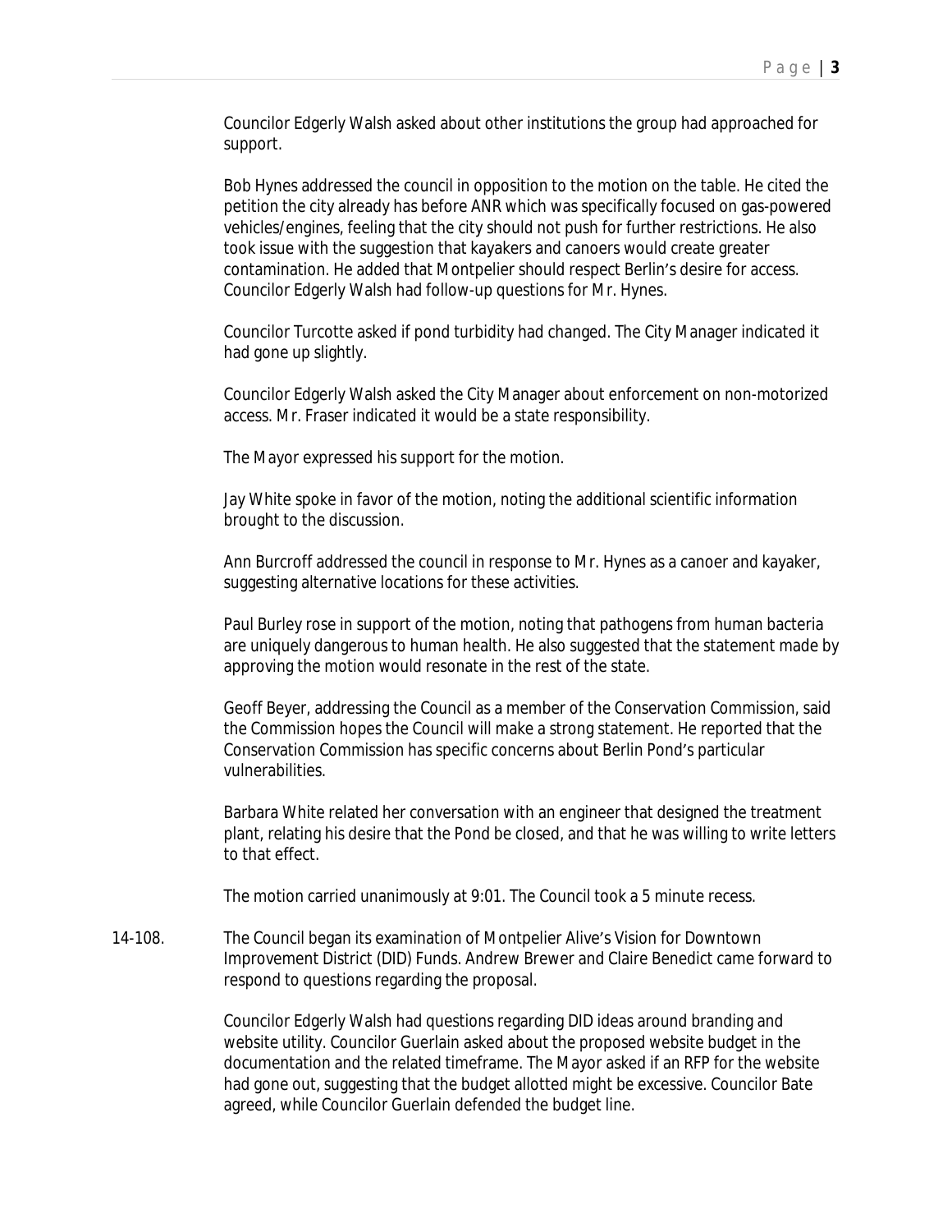Councilor Edgerly Walsh asked about other institutions the group had approached for support.

Bob Hynes addressed the council in opposition to the motion on the table. He cited the petition the city already has before ANR which was specifically focused on gas-powered vehicles/engines, feeling that the city should not push for further restrictions. He also took issue with the suggestion that kayakers and canoers would create greater contamination. He added that Montpelier should respect Berlin's desire for access. Councilor Edgerly Walsh had follow-up questions for Mr. Hynes.

Councilor Turcotte asked if pond turbidity had changed. The City Manager indicated it had gone up slightly.

Councilor Edgerly Walsh asked the City Manager about enforcement on non-motorized access. Mr. Fraser indicated it would be a state responsibility.

The Mayor expressed his support for the motion.

Jay White spoke in favor of the motion, noting the additional scientific information brought to the discussion.

Ann Burcroff addressed the council in response to Mr. Hynes as a canoer and kayaker, suggesting alternative locations for these activities.

Paul Burley rose in support of the motion, noting that pathogens from human bacteria are uniquely dangerous to human health. He also suggested that the statement made by approving the motion would resonate in the rest of the state.

Geoff Beyer, addressing the Council as a member of the Conservation Commission, said the Commission hopes the Council will make a strong statement. He reported that the Conservation Commission has specific concerns about Berlin Pond's particular vulnerabilities.

Barbara White related her conversation with an engineer that designed the treatment plant, relating his desire that the Pond be closed, and that he was willing to write letters to that effect.

The motion carried unanimously at 9:01. The Council took a 5 minute recess.

14-108. The Council began its examination of Montpelier Alive's Vision for Downtown Improvement District (DID) Funds. Andrew Brewer and Claire Benedict came forward to respond to questions regarding the proposal.

Councilor Edgerly Walsh had questions regarding DID ideas around branding and website utility. Councilor Guerlain asked about the proposed website budget in the documentation and the related timeframe. The Mayor asked if an RFP for the website had gone out, suggesting that the budget allotted might be excessive. Councilor Bate agreed, while Councilor Guerlain defended the budget line.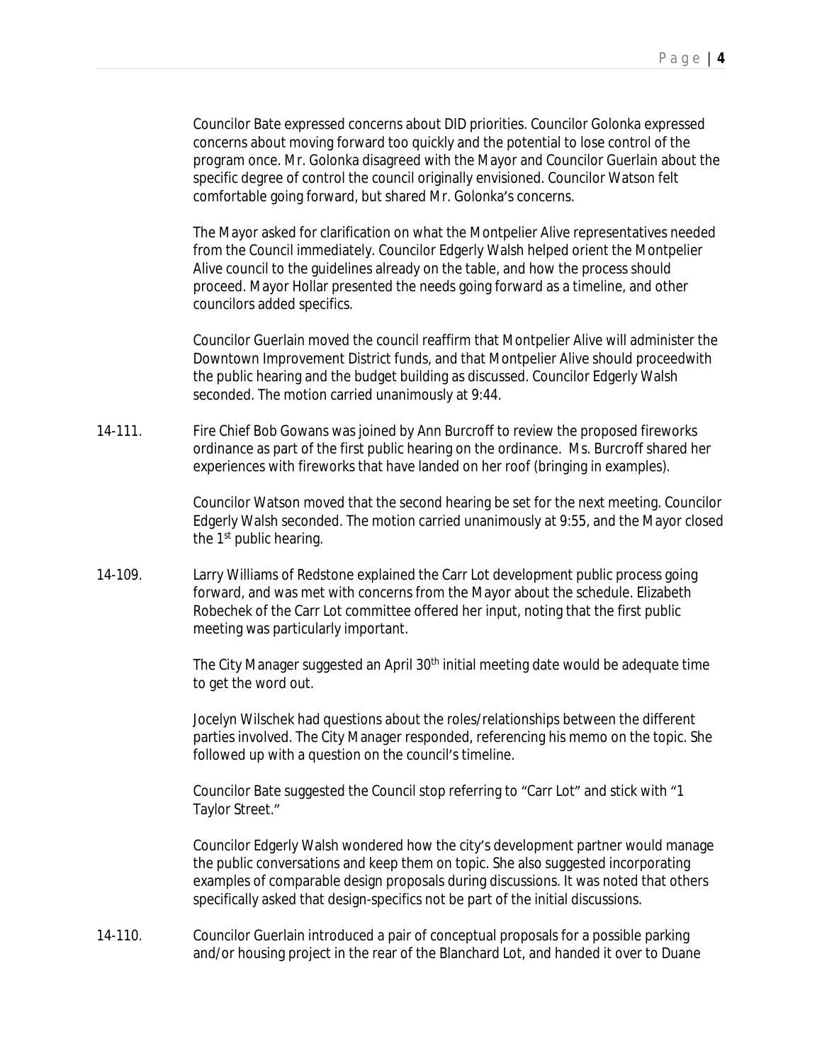Councilor Bate expressed concerns about DID priorities. Councilor Golonka expressed concerns about moving forward too quickly and the potential to lose control of the program once. Mr. Golonka disagreed with the Mayor and Councilor Guerlain about the specific degree of control the council originally envisioned. Councilor Watson felt comfortable going forward, but shared Mr. Golonka's concerns.

The Mayor asked for clarification on what the Montpelier Alive representatives needed from the Council immediately. Councilor Edgerly Walsh helped orient the Montpelier Alive council to the guidelines already on the table, and how the process should proceed. Mayor Hollar presented the needs going forward as a timeline, and other councilors added specifics.

Councilor Guerlain moved the council reaffirm that Montpelier Alive will administer the Downtown Improvement District funds, and that Montpelier Alive should proceedwith the public hearing and the budget building as discussed. Councilor Edgerly Walsh seconded. The motion carried unanimously at 9:44.

14-111. Fire Chief Bob Gowans was joined by Ann Burcroff to review the proposed fireworks ordinance as part of the first public hearing on the ordinance. Ms. Burcroff shared her experiences with fireworks that have landed on her roof (bringing in examples).

Councilor Watson moved that the second hearing be set for the next meeting. Councilor Edgerly Walsh seconded. The motion carried unanimously at 9:55, and the Mayor closed the 1st public hearing.

14-109. Larry Williams of Redstone explained the Carr Lot development public process going forward, and was met with concerns from the Mayor about the schedule. Elizabeth Robechek of the Carr Lot committee offered her input, noting that the first public meeting was particularly important.

The City Manager suggested an April 30th initial meeting date would be adequate time to get the word out.

Jocelyn Wilschek had questions about the roles/relationships between the different parties involved. The City Manager responded, referencing his memo on the topic. She followed up with a question on the council's timeline.

Councilor Bate suggested the Council stop referring to "Carr Lot" and stick with "1 Taylor Street."

Councilor Edgerly Walsh wondered how the city's development partner would manage the public conversations and keep them on topic. She also suggested incorporating examples of comparable design proposals during discussions. It was noted that others specifically asked that design-specifics not be part of the initial discussions.

14-110. Councilor Guerlain introduced a pair of conceptual proposals for a possible parking and/or housing project in the rear of the Blanchard Lot, and handed it over to Duane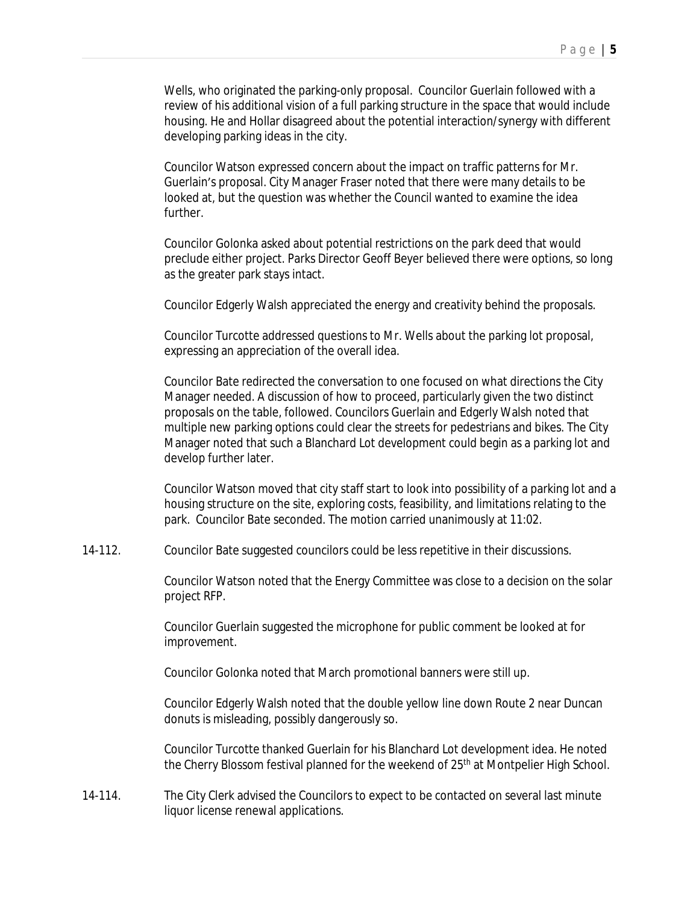Wells, who originated the parking-only proposal. Councilor Guerlain followed with a review of his additional vision of a full parking structure in the space that would include housing. He and Hollar disagreed about the potential interaction/synergy with different developing parking ideas in the city.

Councilor Watson expressed concern about the impact on traffic patterns for Mr. Guerlain's proposal. City Manager Fraser noted that there were many details to be looked at, but the question was whether the Council wanted to examine the idea further.

Councilor Golonka asked about potential restrictions on the park deed that would preclude either project. Parks Director Geoff Beyer believed there were options, so long as the greater park stays intact.

Councilor Edgerly Walsh appreciated the energy and creativity behind the proposals.

Councilor Turcotte addressed questions to Mr. Wells about the parking lot proposal, expressing an appreciation of the overall idea.

Councilor Bate redirected the conversation to one focused on what directions the City Manager needed. A discussion of how to proceed, particularly given the two distinct proposals on the table, followed. Councilors Guerlain and Edgerly Walsh noted that multiple new parking options could clear the streets for pedestrians and bikes. The City Manager noted that such a Blanchard Lot development could begin as a parking lot and develop further later.

Councilor Watson moved that city staff start to look into possibility of a parking lot and a housing structure on the site, exploring costs, feasibility, and limitations relating to the park. Councilor Bate seconded. The motion carried unanimously at 11:02.

14-112. Councilor Bate suggested councilors could be less repetitive in their discussions.

Councilor Watson noted that the Energy Committee was close to a decision on the solar project RFP.

Councilor Guerlain suggested the microphone for public comment be looked at for improvement.

Councilor Golonka noted that March promotional banners were still up.

Councilor Edgerly Walsh noted that the double yellow line down Route 2 near Duncan donuts is misleading, possibly dangerously so.

Councilor Turcotte thanked Guerlain for his Blanchard Lot development idea. He noted the Cherry Blossom festival planned for the weekend of 25th at Montpelier High School.

14-114. The City Clerk advised the Councilors to expect to be contacted on several last minute liquor license renewal applications.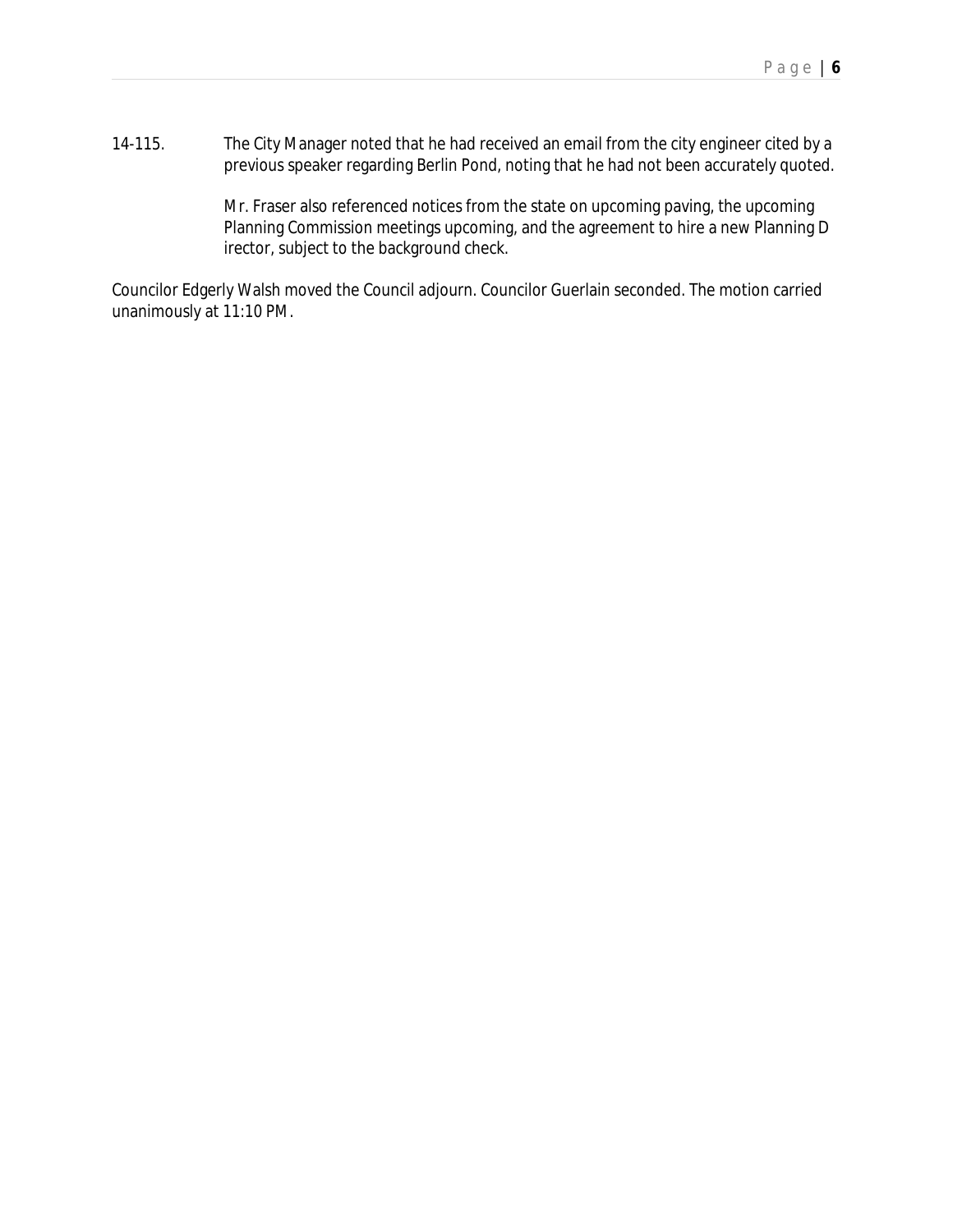14-115. The City Manager noted that he had received an email from the city engineer cited by a previous speaker regarding Berlin Pond, noting that he had not been accurately quoted.

Mr. Fraser also referenced notices from the state on upcoming paving, the upcoming Planning Commission meetings upcoming, and the agreement to hire a new Planning D irector, subject to the background check.

Councilor Edgerly Walsh moved the Council adjourn. Councilor Guerlain seconded. The motion carried unanimously at 11:10 PM.